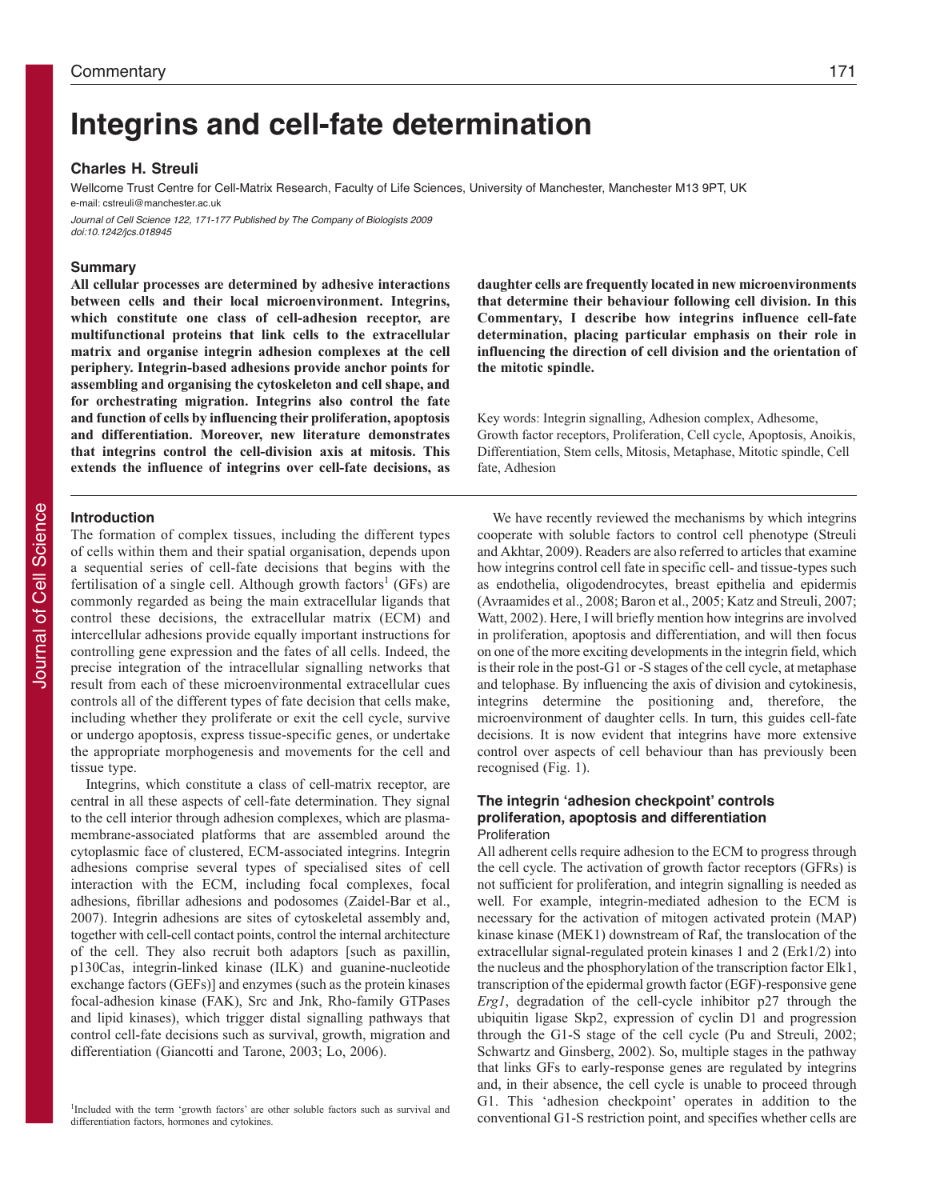Commentary

# Integrins and cell-fate determination

**Charles H. Streuli**

Wellcome Trust Centre for Cell-Matrix Research, Faculty of Life Sciences, University of Manchester, Manchester M13 9PT, UK
e-mail: cstreuli@manchester.ac.uk

*Journal of Cell Science 122, 171-177 Published by The Company of Biologists 2009*
*doi:10.1242/jcs.018945*

## Summary

**All cellular processes are determined by adhesive interactions between cells and their local microenvironment. Integrins, which constitute one class of cell-adhesion receptor, are multifunctional proteins that link cells to the extracellular matrix and organise integrin adhesion complexes at the cell periphery. Integrin-based adhesions provide anchor points for assembling and organising the cytoskeleton and cell shape, and for orchestrating migration. Integrins also control the fate and function of cells by influencing their proliferation, apoptosis and differentiation. Moreover, new literature demonstrates that integrins control the cell-division axis at mitosis. This extends the influence of integrins over cell-fate decisions, as daughter cells are frequently located in new microenvironments that determine their behaviour following cell division. In this Commentary, I describe how integrins influence cell-fate determination, placing particular emphasis on their role in influencing the direction of cell division and the orientation of the mitotic spindle.**

Key words: Integrin signalling, Adhesion complex, Adhesome, Growth factor receptors, Proliferation, Cell cycle, Apoptosis, Anoikis, Differentiation, Stem cells, Mitosis, Metaphase, Mitotic spindle, Cell fate, Adhesion

## Introduction

The formation of complex tissues, including the different types of cells within them and their spatial organisation, depends upon a sequential series of cell-fate decisions that begins with the fertilisation of a single cell. Although growth factors[1] (GFs) are commonly regarded as being the main extracellular ligands that control these decisions, the extracellular matrix (ECM) and intercellular adhesions provide equally important instructions for controlling gene expression and the fates of all cells. Indeed, the precise integration of the intracellular signalling networks that result from each of these microenvironmental extracellular cues controls all of the different types of fate decision that cells make, including whether they proliferate or exit the cell cycle, survive or undergo apoptosis, express tissue-specific genes, or undertake the appropriate morphogenesis and movements for the cell and tissue type.

Integrins, which constitute a class of cell-matrix receptor, are central in all these aspects of cell-fate determination. They signal to the cell interior through adhesion complexes, which are plasma-membrane-associated platforms that are assembled around the cytoplasmic face of clustered, ECM-associated integrins. Integrin adhesions comprise several types of specialised sites of cell interaction with the ECM, including focal complexes, focal adhesions, fibrillar adhesions and podosomes (Zaidel-Bar et al., 2007). Integrin adhesions are sites of cytoskeletal assembly and, together with cell-cell contact points, control the internal architecture of the cell. They also recruit both adaptors [such as paxillin, p130Cas, integrin-linked kinase (ILK) and guanine-nucleotide exchange factors (GEFs)] and enzymes (such as the protein kinases focal-adhesion kinase (FAK), Src and Jnk, Rho-family GTPases and lipid kinases), which trigger distal signalling pathways that control cell-fate decisions such as survival, growth, migration and differentiation (Giancotti and Tarone, 2003; Lo, 2006).

[1]Included with the term 'growth factors' are other soluble factors such as survival and differentiation factors, hormones and cytokines.

We have recently reviewed the mechanisms by which integrins cooperate with soluble factors to control cell phenotype (Streuli and Akhtar, 2009). Readers are also referred to articles that examine how integrins control cell fate in specific cell- and tissue-types such as endothelia, oligodendrocytes, breast epithelia and epidermis (Avraamides et al., 2008; Baron et al., 2005; Katz and Streuli, 2007; Watt, 2002). Here, I will briefly mention how integrins are involved in proliferation, apoptosis and differentiation, and will then focus on one of the more exciting developments in the integrin field, which is their role in the post-G1 or -S stages of the cell cycle, at metaphase and telophase. By influencing the axis of division and cytokinesis, integrins determine the positioning and, therefore, the microenvironment of daughter cells. In turn, this guides cell-fate decisions. It is now evident that integrins have more extensive control over aspects of cell behaviour than has previously been recognised (Fig. 1).

## The integrin 'adhesion checkpoint' controls proliferation, apoptosis and differentiation

### Proliferation

All adherent cells require adhesion to the ECM to progress through the cell cycle. The activation of growth factor receptors (GFRs) is not sufficient for proliferation, and integrin signalling is needed as well. For example, integrin-mediated adhesion to the ECM is necessary for the activation of mitogen activated protein (MAP) kinase kinase (MEK1) downstream of Raf, the translocation of the extracellular signal-regulated protein kinases 1 and 2 (Erk1/2) into the nucleus and the phosphorylation of the transcription factor Elk1, transcription of the epidermal growth factor (EGF)-responsive gene *Erg1*, degradation of the cell-cycle inhibitor p27 through the ubiquitin ligase Skp2, expression of cyclin D1 and progression through the G1-S stage of the cell cycle (Pu and Streuli, 2002; Schwartz and Ginsberg, 2002). So, multiple stages in the pathway that links GFs to early-response genes are regulated by integrins and, in their absence, the cell cycle is unable to proceed through G1. This 'adhesion checkpoint' operates in addition to the conventional G1-S restriction point, and specifies whether cells are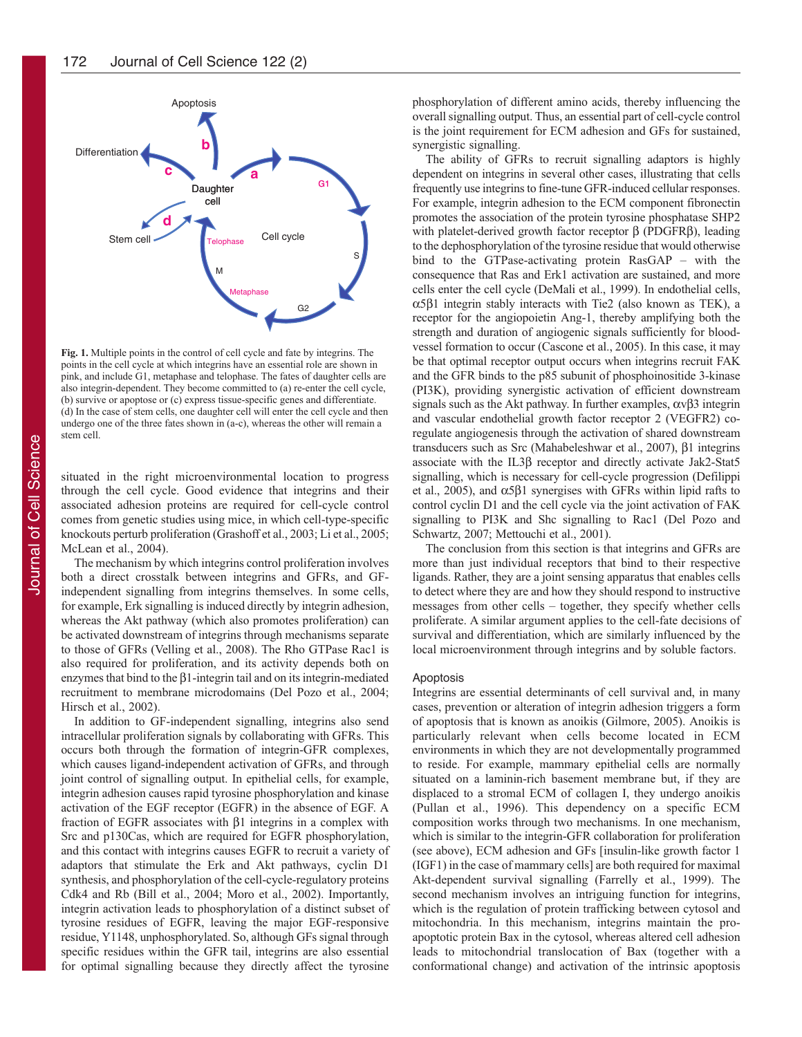**Fig. 1.** Multiple points in the control of cell cycle and fate by integrins. The points in the cell cycle at which integrins have an essential role are shown in pink, and include G1, metaphase and telophase. The fates of daughter cells are also integrin-dependent. They become committed to (a) re-enter the cell cycle, (b) survive or apoptose or (c) express tissue-specific genes and differentiate. (d) In the case of stem cells, one daughter cell will enter the cell cycle and then undergo one of the three fates shown in (a-c), whereas the other will remain a stem cell.

situated in the right microenvironmental location to progress through the cell cycle. Good evidence that integrins and their associated adhesion proteins are required for cell-cycle control comes from genetic studies using mice, in which cell-type-specific knockouts perturb proliferation (Grashoff et al., 2003; Li et al., 2005; McLean et al., 2004).

The mechanism by which integrins control proliferation involves both a direct crosstalk between integrins and GFRs, and GF-independent signalling from integrins themselves. In some cells, for example, Erk signalling is induced directly by integrin adhesion, whereas the Akt pathway (which also promotes proliferation) can be activated downstream of integrins through mechanisms separate to those of GFRs (Velling et al., 2008). The Rho GTPase Rac1 is also required for proliferation, and its activity depends both on enzymes that bind to the β1-integrin tail and on its integrin-mediated recruitment to membrane microdomains (Del Pozo et al., 2004; Hirsch et al., 2002).

In addition to GF-independent signalling, integrins also send intracellular proliferation signals by collaborating with GFRs. This occurs both through the formation of integrin-GFR complexes, which causes ligand-independent activation of GFRs, and through joint control of signalling output. In epithelial cells, for example, integrin adhesion causes rapid tyrosine phosphorylation and kinase activation of the EGF receptor (EGFR) in the absence of EGF. A fraction of EGFR associates with β1 integrins in a complex with Src and p130Cas, which are required for EGFR phosphorylation, and this contact with integrins causes EGFR to recruit a variety of adaptors that stimulate the Erk and Akt pathways, cyclin D1 synthesis, and phosphorylation of the cell-cycle-regulatory proteins Cdk4 and Rb (Bill et al., 2004; Moro et al., 2002). Importantly, integrin activation leads to phosphorylation of a distinct subset of tyrosine residues of EGFR, leaving the major EGF-responsive residue, Y1148, unphosphorylated. So, although GFs signal through specific residues within the GFR tail, integrins are also essential for optimal signalling because they directly affect the tyrosine phosphorylation of different amino acids, thereby influencing the overall signalling output. Thus, an essential part of cell-cycle control is the joint requirement for ECM adhesion and GFs for sustained, synergistic signalling.

The ability of GFRs to recruit signalling adaptors is highly dependent on integrins in several other cases, illustrating that cells frequently use integrins to fine-tune GFR-induced cellular responses. For example, integrin adhesion to the ECM component fibronectin promotes the association of the protein tyrosine phosphatase SHP2 with platelet-derived growth factor receptor β (PDGFRβ), leading to the dephosphorylation of the tyrosine residue that would otherwise bind to the GTPase-activating protein RasGAP – with the consequence that Ras and Erk1 activation are sustained, and more cells enter the cell cycle (DeMali et al., 1999). In endothelial cells, α5β1 integrin stably interacts with Tie2 (also known as TEK), a receptor for the angiopoietin Ang-1, thereby amplifying both the strength and duration of angiogenic signals sufficiently for blood-vessel formation to occur (Cascone et al., 2005). In this case, it may be that optimal receptor output occurs when integrins recruit FAK and the GFR binds to the p85 subunit of phosphoinositide 3-kinase (PI3K), providing synergistic activation of efficient downstream signals such as the Akt pathway. In further examples, αvβ3 integrin and vascular endothelial growth factor receptor 2 (VEGFR2) co-regulate angiogenesis through the activation of shared downstream transducers such as Src (Mahabeleshwar et al., 2007), β1 integrins associate with the IL3β receptor and directly activate Jak2-Stat5 signalling, which is necessary for cell-cycle progression (Defilippi et al., 2005), and α5β1 synergises with GFRs within lipid rafts to control cyclin D1 and the cell cycle via the joint activation of FAK signalling to PI3K and Shc signalling to Rac1 (Del Pozo and Schwartz, 2007; Mettouchi et al., 2001).

The conclusion from this section is that integrins and GFRs are more than just individual receptors that bind to their respective ligands. Rather, they are a joint sensing apparatus that enables cells to detect where they are and how they should respond to instructive messages from other cells – together, they specify whether cells proliferate. A similar argument applies to the cell-fate decisions of survival and differentiation, which are similarly influenced by the local microenvironment through integrins and by soluble factors.

## Apoptosis

Integrins are essential determinants of cell survival and, in many cases, prevention or alteration of integrin adhesion triggers a form of apoptosis that is known as anoikis (Gilmore, 2005). Anoikis is particularly relevant when cells become located in ECM environments in which they are not developmentally programmed to reside. For example, mammary epithelial cells are normally situated on a laminin-rich basement membrane but, if they are displaced to a stromal ECM of collagen I, they undergo anoikis (Pullan et al., 1996). This dependency on a specific ECM composition works through two mechanisms. In one mechanism, which is similar to the integrin-GFR collaboration for proliferation (see above), ECM adhesion and GFs [insulin-like growth factor 1 (IGF1) in the case of mammary cells] are both required for maximal Akt-dependent survival signalling (Farrelly et al., 1999). The second mechanism involves an intriguing function for integrins, which is the regulation of protein trafficking between cytosol and mitochondria. In this mechanism, integrins maintain the pro-apoptotic protein Bax in the cytosol, whereas altered cell adhesion leads to mitochondrial translocation of Bax (together with a conformational change) and activation of the intrinsic apoptosis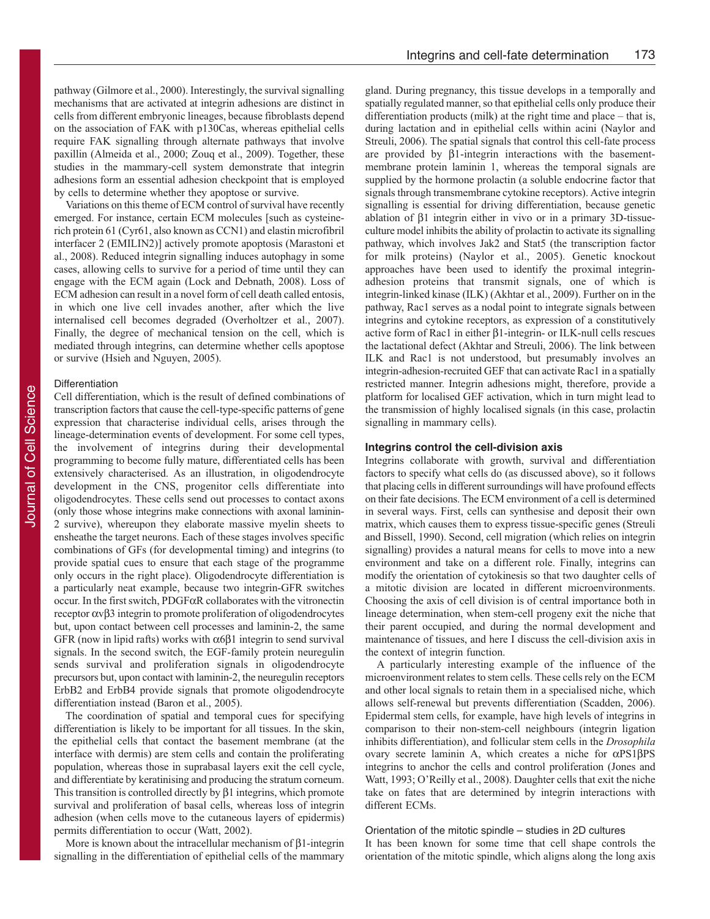pathway (Gilmore et al., 2000). Interestingly, the survival signalling mechanisms that are activated at integrin adhesions are distinct in cells from different embryonic lineages, because fibroblasts depend on the association of FAK with p130Cas, whereas epithelial cells require FAK signalling through alternate pathways that involve paxillin (Almeida et al., 2000; Zouq et al., 2009). Together, these studies in the mammary-cell system demonstrate that integrin adhesions form an essential adhesion checkpoint that is employed by cells to determine whether they apoptose or survive.

Variations on this theme of ECM control of survival have recently emerged. For instance, certain ECM molecules [such as cysteine-rich protein 61 (Cyr61, also known as CCN1) and elastin microfibril interfacer 2 (EMILIN2)] actively promote apoptosis (Marastoni et al., 2008). Reduced integrin signalling induces autophagy in some cases, allowing cells to survive for a period of time until they can engage with the ECM again (Lock and Debnath, 2008). Loss of ECM adhesion can result in a novel form of cell death called entosis, in which one live cell invades another, after which the live internalised cell becomes degraded (Overholtzer et al., 2007). Finally, the degree of mechanical tension on the cell, which is mediated through integrins, can determine whether cells apoptose or survive (Hsieh and Nguyen, 2005).

### Differentiation

Cell differentiation, which is the result of defined combinations of transcription factors that cause the cell-type-specific patterns of gene expression that characterise individual cells, arises through the lineage-determination events of development. For some cell types, the involvement of integrins during their developmental programming to become fully mature, differentiated cells has been extensively characterised. As an illustration, in oligodendrocyte development in the CNS, progenitor cells differentiate into oligodendrocytes. These cells send out processes to contact axons (only those whose integrins make connections with axonal laminin-2 survive), whereupon they elaborate massive myelin sheets to ensheathe the target neurons. Each of these stages involves specific combinations of GFs (for developmental timing) and integrins (to provide spatial cues to ensure that each stage of the programme only occurs in the right place). Oligodendrocyte differentiation is a particularly neat example, because two integrin-GFR switches occur. In the first switch, PDGF$\alpha$R collaborates with the vitronectin receptor $\alpha$v$\beta$3 integrin to promote proliferation of oligodendrocytes but, upon contact between cell processes and laminin-2, the same GFR (now in lipid rafts) works with $\alpha$6$\beta$1 integrin to send survival signals. In the second switch, the EGF-family protein neuregulin sends survival and proliferation signals in oligodendrocyte precursors but, upon contact with laminin-2, the neuregulin receptors ErbB2 and ErbB4 provide signals that promote oligodendrocyte differentiation instead (Baron et al., 2005).

The coordination of spatial and temporal cues for specifying differentiation is likely to be important for all tissues. In the skin, the epithelial cells that contact the basement membrane (at the interface with dermis) are stem cells and contain the proliferating population, whereas those in suprabasal layers exit the cell cycle, and differentiate by keratinising and producing the stratum corneum. This transition is controlled directly by $\beta$1 integrins, which promote survival and proliferation of basal cells, whereas loss of integrin adhesion (when cells move to the cutaneous layers of epidermis) permits differentiation to occur (Watt, 2002).

More is known about the intracellular mechanism of $\beta$1-integrin signalling in the differentiation of epithelial cells of the mammary gland. During pregnancy, this tissue develops in a temporally and spatially regulated manner, so that epithelial cells only produce their differentiation products (milk) at the right time and place – that is, during lactation and in epithelial cells within acini (Naylor and Streuli, 2006). The spatial signals that control this cell-fate process are provided by $\beta$1-integrin interactions with the basement-membrane protein laminin 1, whereas the temporal signals are supplied by the hormone prolactin (a soluble endocrine factor that signals through transmembrane cytokine receptors). Active integrin signalling is essential for driving differentiation, because genetic ablation of $\beta$1 integrin either in vivo or in a primary 3D-tissue-culture model inhibits the ability of prolactin to activate its signalling pathway, which involves Jak2 and Stat5 (the transcription factor for milk proteins) (Naylor et al., 2005). Genetic knockout approaches have been used to identify the proximal integrin-adhesion proteins that transmit signals, one of which is integrin-linked kinase (ILK) (Akhtar et al., 2009). Further on in the pathway, Rac1 serves as a nodal point to integrate signals between integrins and cytokine receptors, as expression of a constitutively active form of Rac1 in either $\beta$1-integrin- or ILK-null cells rescues the lactational defect (Akhtar and Streuli, 2006). The link between ILK and Rac1 is not understood, but presumably involves an integrin-adhesion-recruited GEF that can activate Rac1 in a spatially restricted manner. Integrin adhesions might, therefore, provide a platform for localised GEF activation, which in turn might lead to the transmission of highly localised signals (in this case, prolactin signalling in mammary cells).

## Integrins control the cell-division axis

Integrins collaborate with growth, survival and differentiation factors to specify what cells do (as discussed above), so it follows that placing cells in different surroundings will have profound effects on their fate decisions. The ECM environment of a cell is determined in several ways. First, cells can synthesise and deposit their own matrix, which causes them to express tissue-specific genes (Streuli and Bissell, 1990). Second, cell migration (which relies on integrin signalling) provides a natural means for cells to move into a new environment and take on a different role. Finally, integrins can modify the orientation of cytokinesis so that two daughter cells of a mitotic division are located in different microenvironments. Choosing the axis of cell division is of central importance both in lineage determination, when stem-cell progeny exit the niche that their parent occupied, and during the normal development and maintenance of tissues, and here I discuss the cell-division axis in the context of integrin function.

A particularly interesting example of the influence of the microenvironment relates to stem cells. These cells rely on the ECM and other local signals to retain them in a specialised niche, which allows self-renewal but prevents differentiation (Scadden, 2006). Epidermal stem cells, for example, have high levels of integrins in comparison to their non-stem-cell neighbours (integrin ligation inhibits differentiation), and follicular stem cells in the *Drosophila* ovary secrete laminin A, which creates a niche for $\alpha$PS1$\beta$PS integrins to anchor the cells and control proliferation (Jones and Watt, 1993; O'Reilly et al., 2008). Daughter cells that exit the niche take on fates that are determined by integrin interactions with different ECMs.

### Orientation of the mitotic spindle – studies in 2D cultures

It has been known for some time that cell shape controls the orientation of the mitotic spindle, which aligns along the long axis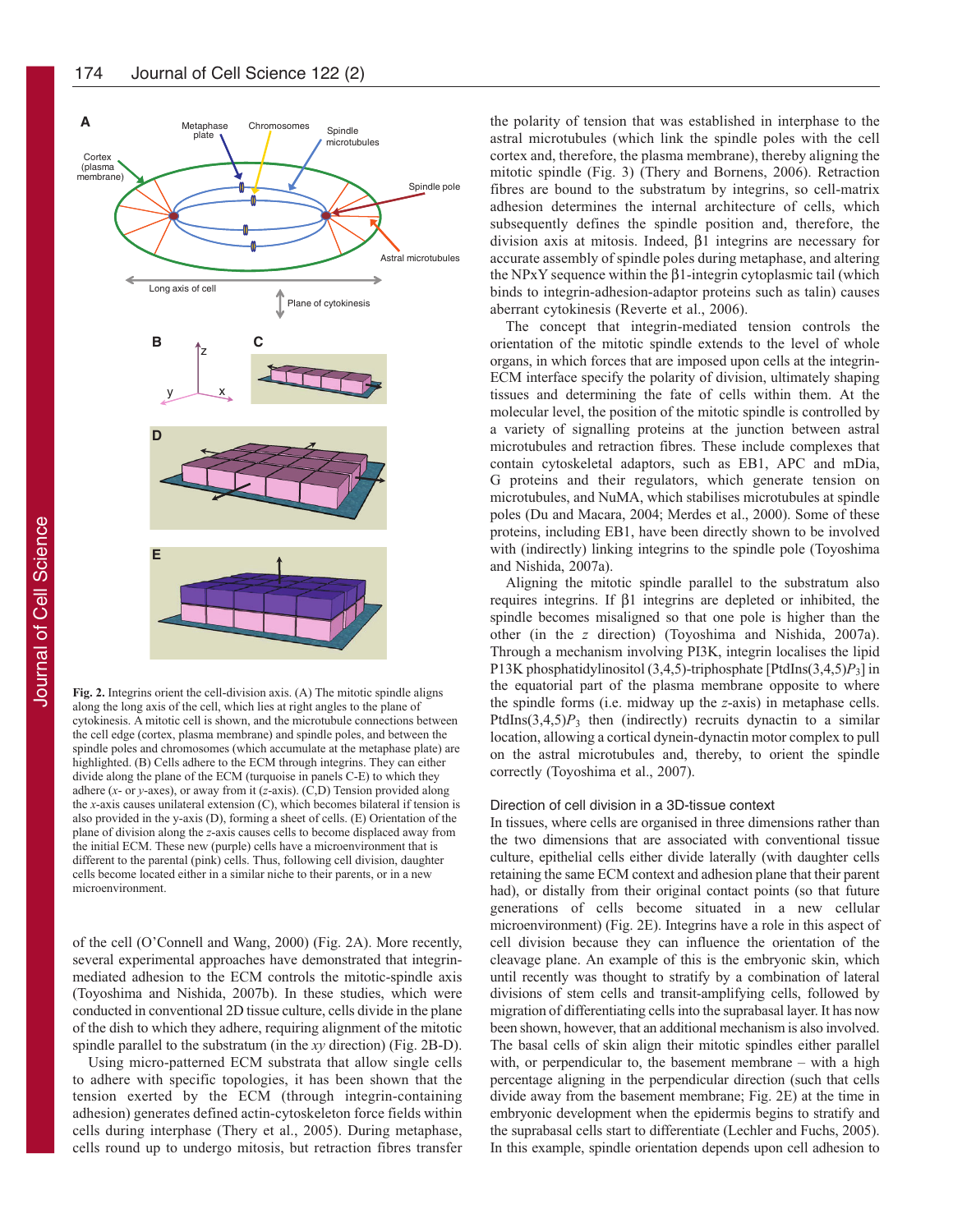Fig. 2. Integrins orient the cell-division axis. (A) The mitotic spindle aligns along the long axis of the cell, which lies at right angles to the plane of cytokinesis. A mitotic cell is shown, and the microtubule connections between the cell edge (cortex, plasma membrane) and spindle poles, and between the spindle poles and chromosomes (which accumulate at the metaphase plate) are highlighted. (B) Cells adhere to the ECM through integrins. They can either divide along the plane of the ECM (turquoise in panels C-E) to which they adhere (*x*- or *y*-axes), or away from it (*z*-axis). (C,D) Tension provided along the *x*-axis causes unilateral extension (C), which becomes bilateral if tension is also provided in the y-axis (D), forming a sheet of cells. (E) Orientation of the plane of division along the *z*-axis causes cells to become displaced away from the initial ECM. These new (purple) cells have a microenvironment that is different to the parental (pink) cells. Thus, following cell division, daughter cells become located either in a similar niche to their parents, or in a new microenvironment.

of the cell (O'Connell and Wang, 2000) (Fig. 2A). More recently, several experimental approaches have demonstrated that integrin-mediated adhesion to the ECM controls the mitotic-spindle axis (Toyoshima and Nishida, 2007b). In these studies, which were conducted in conventional 2D tissue culture, cells divide in the plane of the dish to which they adhere, requiring alignment of the mitotic spindle parallel to the substratum (in the *xy* direction) (Fig. 2B-D).

Using micro-patterned ECM substrata that allow single cells to adhere with specific topologies, it has been shown that the tension exerted by the ECM (through integrin-containing adhesion) generates defined actin-cytoskeletal force fields within cells during interphase (Thery et al., 2005). During metaphase, cells round up to undergo mitosis, but retraction fibres transfer the polarity of tension that was established in interphase to the astral microtubules (which link the spindle poles with the cell cortex and, therefore, the plasma membrane), thereby aligning the mitotic spindle (Fig. 3) (Thery and Bornens, 2006). Retraction fibres are bound to the substratum by integrins, so cell-matrix adhesion determines the internal architecture of cells, which subsequently defines the spindle position and, therefore, the division axis at mitosis. Indeed, β1 integrins are necessary for accurate assembly of spindle poles during metaphase, and altering the NPxY sequence within the β1-integrin cytoplasmic tail (which binds to integrin-adhesion-adaptor proteins such as talin) causes aberrant cytokinesis (Reverte et al., 2006).

The concept that integrin-mediated tension controls the orientation of the mitotic spindle extends to the level of whole organs, in which forces that are imposed upon cells at the integrin-ECM interface specify the polarity of division, ultimately shaping tissues and determining the fate of cells within them. At the molecular level, the position of the mitotic spindle is controlled by a variety of signalling proteins at the junction between astral microtubules and retraction fibres. These include complexes that contain cytoskeletal adaptors, such as EB1, APC and mDia, G proteins and their regulators, which generate tension on microtubules, and NuMA, which stabilises microtubules at spindle poles (Du and Macara, 2004; Merdes et al., 2000). Some of these proteins, including EB1, have been directly shown to be involved with (indirectly) linking integrins to the spindle pole (Toyoshima and Nishida, 2007a).

Aligning the mitotic spindle parallel to the substratum also requires integrins. If β1 integrins are depleted or inhibited, the spindle becomes misaligned so that one pole is higher than the other (in the *z* direction) (Toyoshima and Nishida, 2007a). Through a mechanism involving PI3K, integrin localises the lipid PI3K phosphatidylinositol (3,4,5)-triphosphate [PtdIns(3,4,5)$P_3$] in the equatorial part of the plasma membrane opposite to where the spindle forms (i.e. midway up the *z*-axis) in metaphase cells. PtdIns(3,4,5)$P_3$ then (indirectly) recruits dynactin to a similar location, allowing a cortical dynein-dynactin motor complex to pull on the astral microtubules and, thereby, to orient the spindle correctly (Toyoshima et al., 2007).

### Direction of cell division in a 3D-tissue context

In tissues, where cells are organised in three dimensions rather than the two dimensions that are associated with conventional tissue culture, epithelial cells either divide laterally (with daughter cells retaining the same ECM context and adhesion plane that their parent had), or distally from their original contact points (so that future generations of cells become situated in a new cellular microenvironment) (Fig. 2E). Integrins have a role in this aspect of cell division because they can influence the orientation of the cleavage plane. An example of this is the embryonic skin, which until recently was thought to stratify by a combination of lateral divisions of stem cells and transit-amplifying cells, followed by migration of differentiating cells into the suprabasal layer. It has now been shown, however, that an additional mechanism is also involved. The basal cells of skin align their mitotic spindles either parallel with, or perpendicular to, the basement membrane – with a high percentage aligning in the perpendicular direction (such that cells divide away from the basement membrane; Fig. 2E) at the time in embryonic development when the epidermis begins to stratify and the suprabasal cells start to differentiate (Lechler and Fuchs, 2005). In this example, spindle orientation depends upon cell adhesion to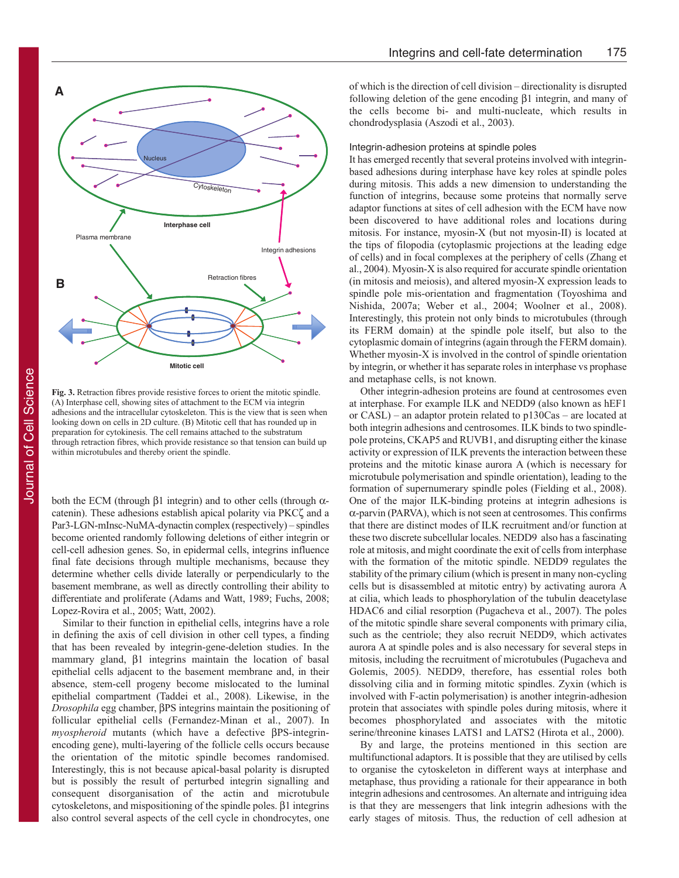Fig. 3. Retraction fibres provide resistive forces to orient the mitotic spindle. (A) Interphase cell, showing sites of attachment to the ECM via integrin adhesions and the intracellular cytoskeleton. This is the view that is seen when looking down on cells in 2D culture. (B) Mitotic cell that has rounded up in preparation for cytokinesis. The cell remains attached to the substratum through retraction fibres, which provide resistance so that tension can build up within microtubules and thereby orient the spindle.

both the ECM (through β1 integrin) and to other cells (through α-catenin). These adhesions establish apical polarity via PKCζ and a Par3-LGN-mInsc-NuMA-dynactin complex (respectively) – spindles become oriented randomly following deletions of either integrin or cell-cell adhesion genes. So, in epidermal cells, integrins influence final fate decisions through multiple mechanisms, because they determine whether cells divide laterally or perpendicularly to the basement membrane, as well as directly controlling their ability to differentiate and proliferate (Adams and Watt, 1989; Fuchs, 2008; Lopez-Rovira et al., 2005; Watt, 2002).

Similar to their function in epithelial cells, integrins have a role in defining the axis of cell division in other cell types, a finding that has been revealed by integrin-gene-deletion studies. In the mammary gland, β1 integrins maintain the location of basal epithelial cells adjacent to the basement membrane and, in their absence, stem-cell progeny become mislocated to the luminal epithelial compartment (Taddei et al., 2008). Likewise, in the *Drosophila* egg chamber, βPS integrins maintain the positioning of follicular epithelial cells (Fernandez-Minan et al., 2007). In *myospheroid* mutants (which have a defective βPS-integrin-encoding gene), multi-layering of the follicle cells occurs because the orientation of the mitotic spindle becomes randomised. Interestingly, this is not because apical-basal polarity is disrupted but is possibly the result of perturbed integrin signalling and consequent disorganisation of the actin and microtubule cytoskeletons, and mispositioning of the spindle poles. β1 integrins also control several aspects of the cell cycle in chondrocytes, one of which is the direction of cell division – directionality is disrupted following deletion of the gene encoding β1 integrin, and many of the cells become bi- and multi-nucleate, which results in chondrodysplasia (Aszodi et al., 2003).

### Integrin-adhesion proteins at spindle poles

It has emerged recently that several proteins involved with integrin-based adhesions during interphase have key roles at spindle poles during mitosis. This adds a new dimension to understanding the function of integrins, because some proteins that normally serve adaptor functions at sites of cell adhesion with the ECM have now been discovered to have additional roles and locations during mitosis. For instance, myosin-X (but not myosin-II) is located at the tips of filopodia (cytoplasmic projections at the leading edge of cells) and in focal complexes at the periphery of cells (Zhang et al., 2004). Myosin-X is also required for accurate spindle orientation (in mitosis and meiosis), and altered myosin-X expression leads to spindle pole mis-orientation and fragmentation (Toyoshima and Nishida, 2007a; Weber et al., 2004; Woolner et al., 2008). Interestingly, this protein not only binds to microtubules (through its FERM domain) at the spindle pole itself, but also to the cytoplasmic domain of integrins (again through the FERM domain). Whether myosin-X is involved in the control of spindle orientation by integrin, or whether it has separate roles in interphase vs prophase and metaphase cells, is not known.

Other integrin-adhesion proteins are found at centrosomes even at interphase. For example ILK and NEDD9 (also known as hEF1 or CASL) – an adaptor protein related to p130Cas – are located at both integrin adhesions and centrosomes. ILK binds to two spindle-pole proteins, CKAP5 and RUVB1, and disrupting either the kinase activity or expression of ILK prevents the interaction between these proteins and the mitotic kinase aurora A (which is necessary for microtubule polymerisation and spindle orientation), leading to the formation of supernumerary spindle poles (Fielding et al., 2008). One of the major ILK-binding proteins at integrin adhesions is α-parvin (PARVA), which is not seen at centrosomes. This confirms that there are distinct modes of ILK recruitment and/or function at these two discrete subcellular locales. NEDD9 also has a fascinating role at mitosis, and might coordinate the exit of cells from interphase with the formation of the mitotic spindle. NEDD9 regulates the stability of the primary cilium (which is present in many non-cycling cells but is disassembled at mitotic entry) by activating aurora A at cilia, which leads to phosphorylation of the tubulin deacetylase HDAC6 and cilial resorption (Pugacheva et al., 2007). The poles of the mitotic spindle share several components with primary cilia, such as the centriole; they also recruit NEDD9, which activates aurora A at spindle poles and is also necessary for several steps in mitosis, including the recruitment of microtubules (Pugacheva and Golemis, 2005). NEDD9, therefore, has essential roles both dissolving cilia and in forming mitotic spindles. Zyxin (which is involved with F-actin polymerisation) is another integrin-adhesion protein that associates with spindle poles during mitosis, where it becomes phosphorylated and associates with the mitotic serine/threonine kinases LATS1 and LATS2 (Hirota et al., 2000).

By and large, the proteins mentioned in this section are multifunctional adaptors. It is possible that they are utilised by cells to organise the cytoskeleton in different ways at interphase and metaphase, thus providing a rationale for their appearance in both integrin adhesions and centrosomes. An alternate and intriguing idea is that they are messengers that link integrin adhesions with the early stages of mitosis. Thus, the reduction of cell adhesion at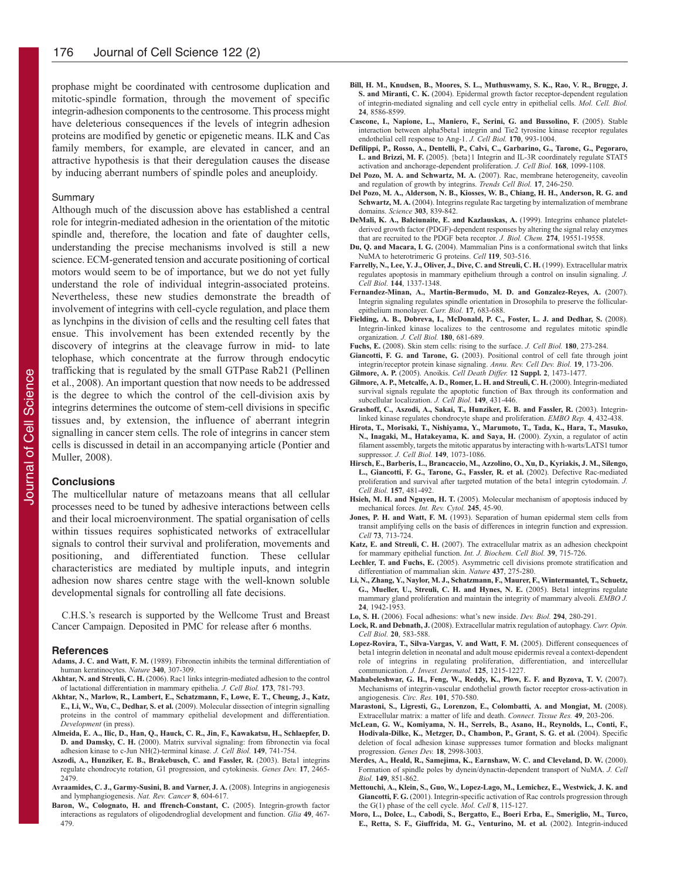prophase might be coordinated with centrosome duplication and mitotic-spindle formation, through the movement of specific integrin-adhesion components to the centrosome. This process might have deleterious consequences if the levels of integrin adhesion proteins are modified by genetic or epigenetic means. ILK and Cas family members, for example, are elevated in cancer, and an attractive hypothesis is that their deregulation causes the disease by inducing aberrant numbers of spindle poles and aneuploidy.

## Summary

Although much of the discussion above has established a central role for integrin-mediated adhesion in the orientation of the mitotic spindle and, therefore, the location and fate of daughter cells, understanding the precise mechanisms involved is still a new science. ECM-generated tension and accurate positioning of cortical motors would seem to be of importance, but we do not yet fully understand the role of individual integrin-associated proteins. Nevertheless, these new studies demonstrate the breadth of involvement of integrins with cell-cycle regulation, and place them as lynchpins in the division of cells and the resulting cell fates that ensue. This involvement has been extended recently by the discovery of integrins at the cleavage furrow in mid- to late telophase, which concentrate at the furrow through endocytic trafficking that is regulated by the small GTPase Rab21 (Pellinen et al., 2008). An important question that now needs to be addressed is the degree to which the control of the cell-division axis by integrins determines the outcome of stem-cell divisions in specific tissues and, by extension, the influence of aberrant integrin signalling in cancer stem cells. The role of integrins in cancer stem cells is discussed in detail in an accompanying article (Pontier and Muller, 2008).

## Conclusions

The multicellular nature of metazoans means that all cellular processes need to be tuned by adhesive interactions between cells and their local microenvironment. The spatial organisation of cells within tissues requires sophisticated networks of extracellular signals to control their survival and proliferation, movements and positioning, and differentiated function. These cellular characteristics are mediated by multiple inputs, and integrin adhesion now shares centre stage with the well-known soluble developmental signals for controlling all fate decisions.

C.H.S.'s research is supported by the Wellcome Trust and Breast Cancer Campaign. Deposited in PMC for release after 6 months.

## References

**Adams, J. C. and Watt, F. M.** (1989). Fibronectin inhibits the terminal differentiation of human keratinocytes. *Nature* **340**, 307-309.

**Akhtar, N. and Streuli, C. H.** (2006). Rac1 links integrin-mediated adhesion to the control of lactational differentiation in mammary epithelia. *J. Cell Biol.* **173**, 781-793.

**Akhtar, N., Marlow, R., Lambert, E., Schatzmann, F., Lowe, E. T., Cheung, J., Katz, E., Li, W., Wu, C., Dedhar, S. et al.** (2009). Molecular dissection of integrin signalling proteins in the control of mammary epithelial development and differentiation. *Development* (in press).

**Almeida, E. A., Ilic, D., Han, Q., Hauck, C. R., Jin, F., Kawakatsu, H., Schlaepfer, D. D. and Damsky, C. H.** (2000). Matrix survival signaling: from fibronectin via focal adhesion kinase to c-Jun NH(2)-terminal kinase. *J. Cell Biol.* **149**, 741-754.

**Aszodi, A., Hunziker, E. B., Brakebusch, C. and Fassler, R.** (2003). Beta1 integrins regulate chondrocyte rotation, G1 progression, and cytokinesis. *Genes Dev.* **17**, 2465-2479.

**Avraamides, C. J., Garmy-Susini, B. and Varner, J. A.** (2008). Integrins in angiogenesis and lymphangiogenesis. *Nat. Rev. Cancer* **8**, 604-617.

**Baron, W., Colognato, H. and ffrench-Constant, C.** (2005). Integrin-growth factor interactions as regulators of oligodendroglial development and function. *Glia* **49**, 467-479.

**Bill, H. M., Knudsen, B., Moores, S. L., Muthuswamy, S. K., Rao, V. R., Brugge, J. S. and Miranti, C. K.** (2004). Epidermal growth factor receptor-dependent regulation of integrin-mediated signaling and cell cycle entry in epithelial cells. *Mol. Cell. Biol.* **24**, 8586-8599.

**Cascone, I., Napione, L., Maniero, F., Serini, G. and Bussolino, F.** (2005). Stable interaction between alpha5beta1 integrin and Tie2 tyrosine kinase receptor regulates endothelial cell response to Ang-1. *J. Cell Biol.* **170**, 993-1004.

**Defilippi, P., Rosso, A., Dentelli, P., Calvi, C., Garbarino, G., Tarone, G., Pegoraro, L. and Brizzi, M. F.** (2005). {beta}1 Integrin and IL-3R coordinately regulate STAT5 activation and anchorage-dependent proliferation. *J. Cell Biol.* **168**, 1099-1108.

**Del Pozo, M. A. and Schwartz, M. A.** (2007). Rac, membrane heterogeneity, caveolin and regulation of growth by integrins. *Trends Cell Biol.* **17**, 246-250.

**Del Pozo, M. A., Alderson, N. B., Kiosses, W. B., Chiang, H. H., Anderson, R. G. and Schwartz, M. A.** (2004). Integrins regulate Rac targeting by internalization of membrane domains. *Science* **303**, 839-842.

**DeMali, K. A., Balciunaite, E. and Kazlauskas, A.** (1999). Integrins enhance platelet-derived growth factor (PDGF)-dependent responses by altering the signal relay enzymes that are recruited to the PDGF beta receptor. *J. Biol. Chem.* **274**, 19551-19558.

**Du, Q. and Macara, I. G.** (2004). Mammalian Pins is a conformational switch that links NuMA to heterotrimeric G proteins. *Cell* **119**, 503-516.

**Farrelly, N., Lee, Y. J., Oliver, J., Dive, C. and Streuli, C. H.** (1999). Extracellular matrix regulates apoptosis in mammary epithelium through a control on insulin signaling. *J. Cell Biol.* **144**, 1337-1348.

**Fernandez-Minan, A., Martin-Bermudo, M. D. and Gonzalez-Reyes, A.** (2007). Integrin signaling regulates spindle orientation in Drosophila to preserve the follicular-epithelium monolayer. *Curr. Biol.* **17**, 683-688.

**Fielding, A. B., Dobreva, I., McDonald, P. C., Foster, L. J. and Dedhar, S.** (2008). Integrin-linked kinase localizes to the centrosome and regulates mitotic spindle organization. *J. Cell Biol.* **180**, 681-689.

**Fuchs, E.** (2008). Skin stem cells: rising to the surface. *J. Cell Biol.* **180**, 273-284.

**Giancotti, F. G. and Tarone, G.** (2003). Positional control of cell fate through joint integrin/receptor protein kinase signaling. *Annu. Rev. Cell Dev. Biol.* **19**, 173-206.

**Gilmore, A. P.** (2005). Anoikis. *Cell Death Differ.* **12 Suppl. 2**, 1473-1477.

**Gilmore, A. P., Metcalfe, A. D., Romer, L. H. and Streuli, C. H.** (2000). Integrin-mediated survival signals regulate the apoptotic function of Bax through its conformation and subcellular localization. *J. Cell Biol.* **149**, 431-446.

**Grashoff, C., Aszodi, A., Sakai, T., Hunziker, E. B. and Fassler, R.** (2003). Integrin-linked kinase regulates chondrocyte shape and proliferation. *EMBO Rep.* **4**, 432-438.

**Hirota, T., Morisaki, T., Nishiyama, Y., Marumoto, T., Tada, K., Hara, T., Masuko, N., Inagaki, M., Hatakeyama, K. and Saya, H.** (2000). Zyxin, a regulator of actin filament assembly, targets the mitotic apparatus by interacting with h-warts/LATS1 tumor suppressor. *J. Cell Biol.* **149**, 1073-1086.

**Hirsch, E., Barberis, L., Brancaccio, M., Azzolino, O., Xu, D., Kyriakis, J. M., Silengo, L., Giancotti, F. G., Tarone, G., Fassler, R. et al.** (2002). Defective Rac-mediated proliferation and survival after targeted mutation of the beta1 integrin cytodomain. *J. Cell Biol.* **157**, 481-492.

**Hsieh, M. H. and Nguyen, H. T.** (2005). Molecular mechanism of apoptosis induced by mechanical forces. *Int. Rev. Cytol.* **245**, 45-90.

**Jones, P. H. and Watt, F. M.** (1993). Separation of human epidermal stem cells from transit amplifying cells on the basis of differences in integrin function and expression. *Cell* **73**, 713-724.

**Katz, E. and Streuli, C. H.** (2007). The extracellular matrix as an adhesion checkpoint for mammary epithelial function. *Int. J. Biochem. Cell Biol.* **39**, 715-726.

**Lechler, T. and Fuchs, E.** (2005). Asymmetric cell divisions promote stratification and differentiation of mammalian skin. *Nature* **437**, 275-280.

**Li, N., Zhang, Y., Naylor, M. J., Schatzmann, F., Maurer, F., Wintermantel, T., Schuetz, G., Mueller, U., Streuli, C. H. and Hynes, N. E.** (2005). Beta1 integrins regulate mammary gland proliferation and maintain the integrity of mammary alveoli. *EMBO J.* **24**, 1942-1953.

**Lo, S. H.** (2006). Focal adhesions: what's new inside. *Dev. Biol.* **294**, 280-291.

**Lock, R. and Debnath, J.** (2008). Extracellular matrix regulation of autophagy. *Curr. Opin. Cell Biol.* **20**, 583-588.

**Lopez-Rovira, T., Silva-Vargas, V. and Watt, F. M.** (2005). Different consequences of beta1 integrin deletion in neonatal and adult mouse epidermis reveal a context-dependent role of integrins in regulating proliferation, differentiation, and intercellular communication. *J. Invest. Dermatol.* **125**, 1215-1227.

**Mahabeleshwar, G. H., Feng, W., Reddy, K., Plow, E. F. and Byzova, T. V.** (2007). Mechanisms of integrin-vascular endothelial growth factor receptor cross-activation in angiogenesis. *Circ. Res.* **101**, 570-580.

**Marastoni, S., Ligresti, G., Lorenzon, E., Colombatti, A. and Mongiat, M.** (2008). Extracellular matrix: a matter of life and death. *Connect. Tissue Res.* **49**, 203-206.

**McLean, G. W., Komiyama, N. H., Serrels, B., Asano, H., Reynolds, L., Conti, F., Hodivala-Dilke, K., Metzger, D., Chambon, P., Grant, S. G. et al.** (2004). Specific deletion of focal adhesion kinase suppresses tumor formation and blocks malignant progression. *Genes Dev.* **18**, 2998-3003.

**Merdes, A., Heald, R., Samejima, K., Earnshaw, W. C. and Cleveland, D. W.** (2000). Formation of spindle poles by dynein/dynactin-dependent transport of NuMA. *J. Cell Biol.* **149**, 851-862.

**Mettouchi, A., Klein, S., Guo, W., Lopez-Lago, M., Lemichez, E., Westwick, J. K. and Giancotti, F. G.** (2001). Integrin-specific activation of Rac controls progression through the G(1) phase of the cell cycle. *Mol. Cell* **8**, 115-127.

**Moro, L., Dolce, L., Cabodi, S., Bergatto, E., Boeri Erba, E., Smeriglio, M., Turco, E., Retta, S. F., Giuffrida, M. G., Venturino, M. et al.** (2002). Integrin-induced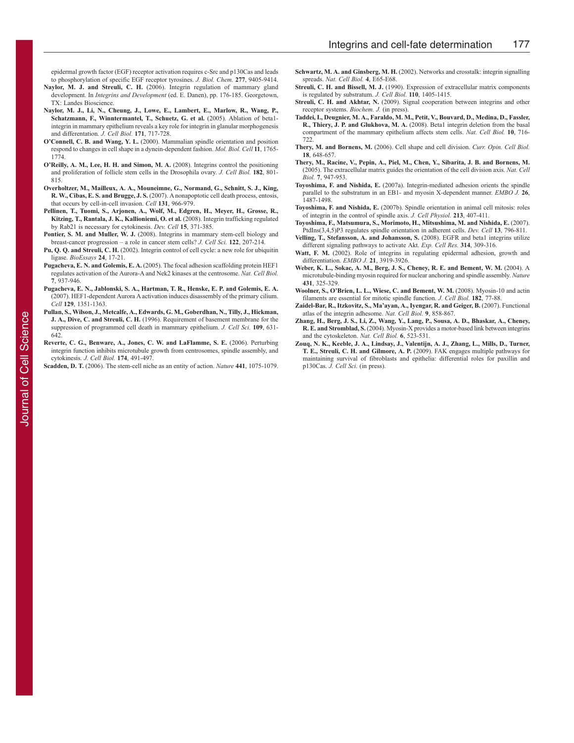epidermal growth factor (EGF) receptor activation requires c-Src and p130Cas and leads to phosphorylation of specific EGF receptor tyrosines. *J. Biol. Chem.* **277**, 9405-9414.

**Naylor, M. J. and Streuli, C. H.** (2006). Integrin regulation of mammary gland development. In *Integrins and Development* (ed. E. Danen), pp. 176-185. Georgetown, TX: Landes Bioscience.

**Naylor, M. J., Li, N., Cheung, J., Lowe, E., Lambert, E., Marlow, R., Wang, P., Schatzmann, F., Winntermantel, T., Schuetz, G. et al.** (2005). Ablation of beta1-integrin in mammary epithelium reveals a key role for integrin in glanular morphogenesis and differentiation. *J. Cell Biol.* **171**, 717-728.

**O'Connell, C. B. and Wang, Y. L.** (2000). Mammalian spindle orientation and position respond to changes in cell shape in a dynein-dependent fashion. *Mol. Biol. Cell* **11**, 1765-1774.

**O'Reilly, A. M., Lee, H. H. and Simon, M. A.** (2008). Integrins control the positioning and proliferation of follicle stem cells in the Drosophila ovary. *J. Cell Biol.* **182**, 801-815.

**Overholtzer, M., Mailleux, A. A., Mouneimne, G., Normand, G., Schnitt, S. J., King, R. W., Cibas, E. S. and Brugge, J. S.** (2007). A nonapoptotic cell death process, entosis, that occurs by cell-in-cell invasion. *Cell* **131**, 966-979.

**Pellinen, T., Tuomi, S., Arjonen, A., Wolf, M., Edgren, H., Meyer, H., Grosse, R., Kitzing, T., Rantala, J. K., Kallioniemi, O. et al.** (2008). Integrin trafficking regulated by Rab21 is necessary for cytokinesis. *Dev. Cell* **15**, 371-385.

**Pontier, S. M. and Muller, W. J.** (2008). Integrins in mammary stem-cell biology and breast-cancer progression – a role in cancer stem cells? *J. Cell Sci.* **122**, 207-214.

**Pu, Q. Q. and Streuli, C. H.** (2002). Integrin control of cell cycle: a new role for ubiquitin ligase. *BioEssays* **24**, 17-21.

**Pugacheva, E. N. and Golemis, E. A.** (2005). The focal adhesion scaffolding protein HEF1 regulates activation of the Aurora-A and Nek2 kinases at the centrosome. *Nat. Cell Biol.* **7**, 937-946.

**Pugacheva, E. N., Jablonski, S. A., Hartman, T. R., Henske, E. P. and Golemis, E. A.** (2007). HEF1-dependent Aurora A activation induces disassembly of the primary cilium. *Cell* **129**, 1351-1363.

**Pullan, S., Wilson, J., Metcalfe, A., Edwards, G. M., Goberdhan, N., Tilly, J., Hickman, J. A., Dive, C. and Streuli, C. H.** (1996). Requirement of basement membrane for the suppression of programmed cell death in mammary epithelium. *J. Cell Sci.* **109**, 631-642.

**Reverte, C. G., Benware, A., Jones, C. W. and LaFlamme, S. E.** (2006). Perturbing integrin function inhibits microtubule growth from centrosomes, spindle assembly, and cytokinesis. *J. Cell Biol.* **174**, 491-497.

**Scadden, D. T.** (2006). The stem-cell niche as an entity of action. *Nature* **441**, 1075-1079.

**Schwartz, M. A. and Ginsberg, M. H.** (2002). Networks and crosstalk: integrin signalling spreads. *Nat. Cell Biol.* **4**, E65-E68.

**Streuli, C. H. and Bissell, M. J.** (1990). Expression of extracellular matrix components is regulated by substratum. *J. Cell Biol.* **110**, 1405-1415.

**Streuli, C. H. and Akhtar, N.** (2009). Signal cooperation between integrins and other receptor systems. *Biochem. J.* (in press).

**Taddei, I., Deugnier, M. A., Faraldo, M. M., Petit, V., Bouvard, D., Medina, D., Fassler, R., Thiery, J. P. and Glukhova, M. A.** (2008). Beta1 integrin deletion from the basal compartment of the mammary epithelium affects stem cells. *Nat. Cell Biol.* **10**, 716-722.

**Thery, M. and Bornens, M.** (2006). Cell shape and cell division. *Curr. Opin. Cell Biol.* **18**, 648-657.

**Thery, M., Racine, V., Pepin, A., Piel, M., Chen, Y., Sibarita, J. B. and Bornens, M.** (2005). The extracellular matrix guides the orientation of the cell division axis. *Nat. Cell Biol.* **7**, 947-953.

**Toyoshima, F. and Nishida, E.** (2007a). Integrin-mediated adhesion orients the spindle parallel to the substratum in an EB1- and myosin X-dependent manner. *EMBO J.* **26**, 1487-1498.

**Toyoshima, F. and Nishida, E.** (2007b). Spindle orientation in animal cell mitosis: roles of integrin in the control of spindle axis. *J. Cell Physiol.* **213**, 407-411.

**Toyoshima, F., Matsumura, S., Morimoto, H., Mitsushima, M. and Nishida, E.** (2007). PtdIns(3,4,5)P3 regulates spindle orientation in adherent cells. *Dev. Cell* **13**, 796-811.

**Velling, T., Stefansson, A. and Johansson, S.** (2008). EGFR and beta1 integrins utilize different signaling pathways to activate Akt. *Exp. Cell Res.* **314**, 309-316.

**Watt, F. M.** (2002). Role of integrins in regulating epidermal adhesion, growth and differentiation. *EMBO J.* **21**, 3919-3926.

**Weber, K. L., Sokac, A. M., Berg, J. S., Cheney, R. E. and Bement, W. M.** (2004). A microtubule-binding myosin required for nuclear anchoring and spindle assembly. *Nature* **431**, 325-329.

**Woolner, S., O'Brien, L. L., Wiese, C. and Bement, W. M.** (2008). Myosin-10 and actin filaments are essential for mitotic spindle function. *J. Cell Biol.* **182**, 77-88.

**Zaidel-Bar, R., Itzkovitz, S., Ma'ayan, A., Iyengar, R. and Geiger, B.** (2007). Functional atlas of the integrin adhesome. *Nat. Cell Biol.* **9**, 858-867.

**Zhang, H., Berg, J. S., Li, Z., Wang, Y., Lang, P., Sousa, A. D., Bhaskar, A., Cheney, R. E. and Stromblad, S.** (2004). Myosin-X provides a motor-based link between integrins and the cytoskeleton. *Nat. Cell Biol.* **6**, 523-531.

**Zouq, N. K., Keeble, J. A., Lindsay, J., Valentijn, A. J., Zhang, L., Mills, D., Turner, T. E., Streuli, C. H. and Gilmore, A. P.** (2009). FAK engages multiple pathways for maintaining survival of fibroblasts and epithelia: differential roles for paxillin and p130Cas. *J. Cell Sci.* (in press).